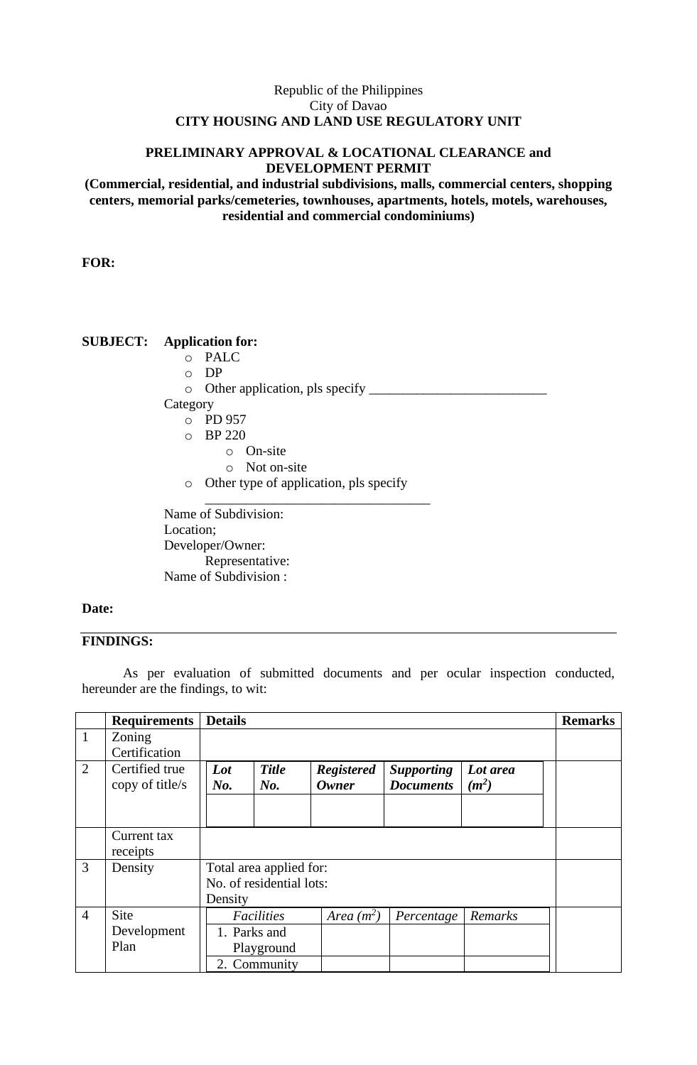Republic of the Philippines
City of Davao
**CITY HOUSING AND LAND USE REGULATORY UNIT**

**PRELIMINARY APPROVAL & LOCATIONAL CLEARANCE and DEVELOPMENT PERMIT**
**(Commercial, residential, and industrial subdivisions, malls, commercial centers, shopping centers, memorial parks/cemeteries, townhouses, apartments, hotels, motels, warehouses, residential and commercial condominiums)**

**FOR:**

**SUBJECT:** **Application for:**

- PALC
- DP
- Other application, pls specify ___________________________

Category

- PD 957
- BP 220
  - On-site
  - Not on-site
- Other type of application, pls specify __________________________________

Name of Subdivision:
Location;
Developer/Owner:
Representative:
Name of Subdivision :

**Date:**

---

**FINDINGS:**

As per evaluation of submitted documents and per ocular inspection conducted, hereunder are the findings, to wit:

| | Requirements | Details | | | | | Remarks |
|---|---|---|---|---|---|---|---|
| 1 | Zoning Certification | | | | | | |
| 2 | Certified true copy of title/s | ***Lot No.*** | ***Title No.*** | ***Registered Owner*** | ***Supporting Documents*** | ***Lot area (m²)*** | |
| | | | | | | | |
| | Current tax receipts | | | | | | |
| 3 | Density | Total area applied for:<br>No. of residential lots:<br>Density | | | | | |
| 4 | Site Development Plan | *Facilities* | *Area (m²)* | *Percentage* | *Remarks* | | |
| | | 1. Parks and Playground | | | | | |
| | | 2. Community | | | | | |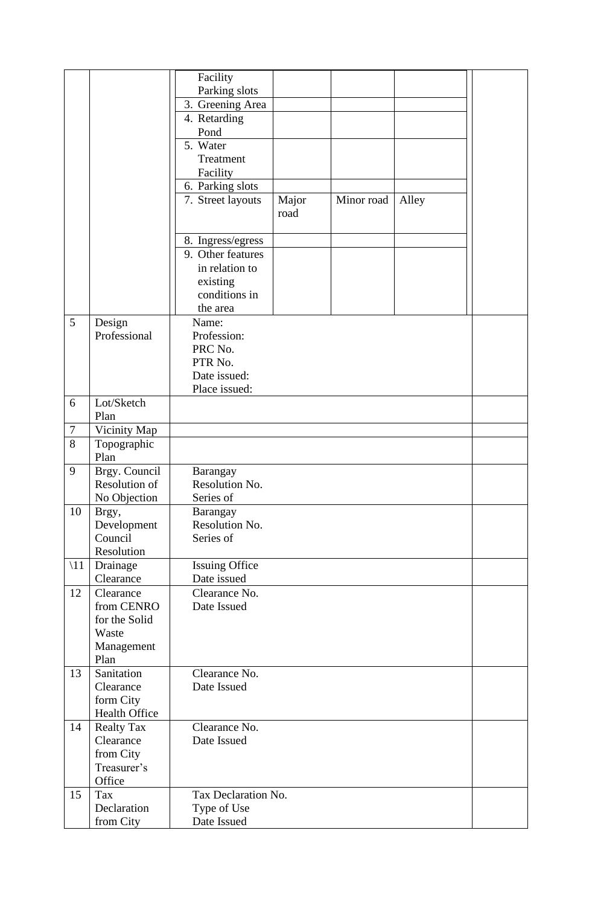| | | | | | | |
|---|---|---|---|---|---|---|
| | | Facility Parking slots | | | | |
| | | 3. Greening Area | | | | |
| | | 4. Retarding Pond | | | | |
| | | 5. Water Treatment Facility | | | | |
| | | 6. Parking slots | | | | |
| | | 7. Street layouts | Major road | Minor road | Alley | |
| | | 8. Ingress/egress | | | | |
| | | 9. Other features in relation to existing conditions in the area | | | | |
| 5 | Design Professional | Name:<br>Profession:<br>PRC No.<br>PTR No.<br>Date issued:<br>Place issued: | | | | |
| 6 | Lot/Sketch Plan | | | | | |
| 7 | Vicinity Map | | | | | |
| 8 | Topographic Plan | | | | | |
| 9 | Brgy. Council Resolution of No Objection | Barangay<br>Resolution No.<br>Series of | | | | |
| 10 | Brgy, Development Council Resolution | Barangay<br>Resolution No.<br>Series of | | | | |
| \11 | Drainage Clearance | Issuing Office<br>Date issued | | | | |
| 12 | Clearance from CENRO for the Solid Waste Management Plan | Clearance No.<br>Date Issued | | | | |
| 13 | Sanitation Clearance form City Health Office | Clearance No.<br>Date Issued | | | | |
| 14 | Realty Tax Clearance from City Treasurer's Office | Clearance No.<br>Date Issued | | | | |
| 15 | Tax Declaration from City | Tax Declaration No.<br>Type of Use<br>Date Issued | | | | |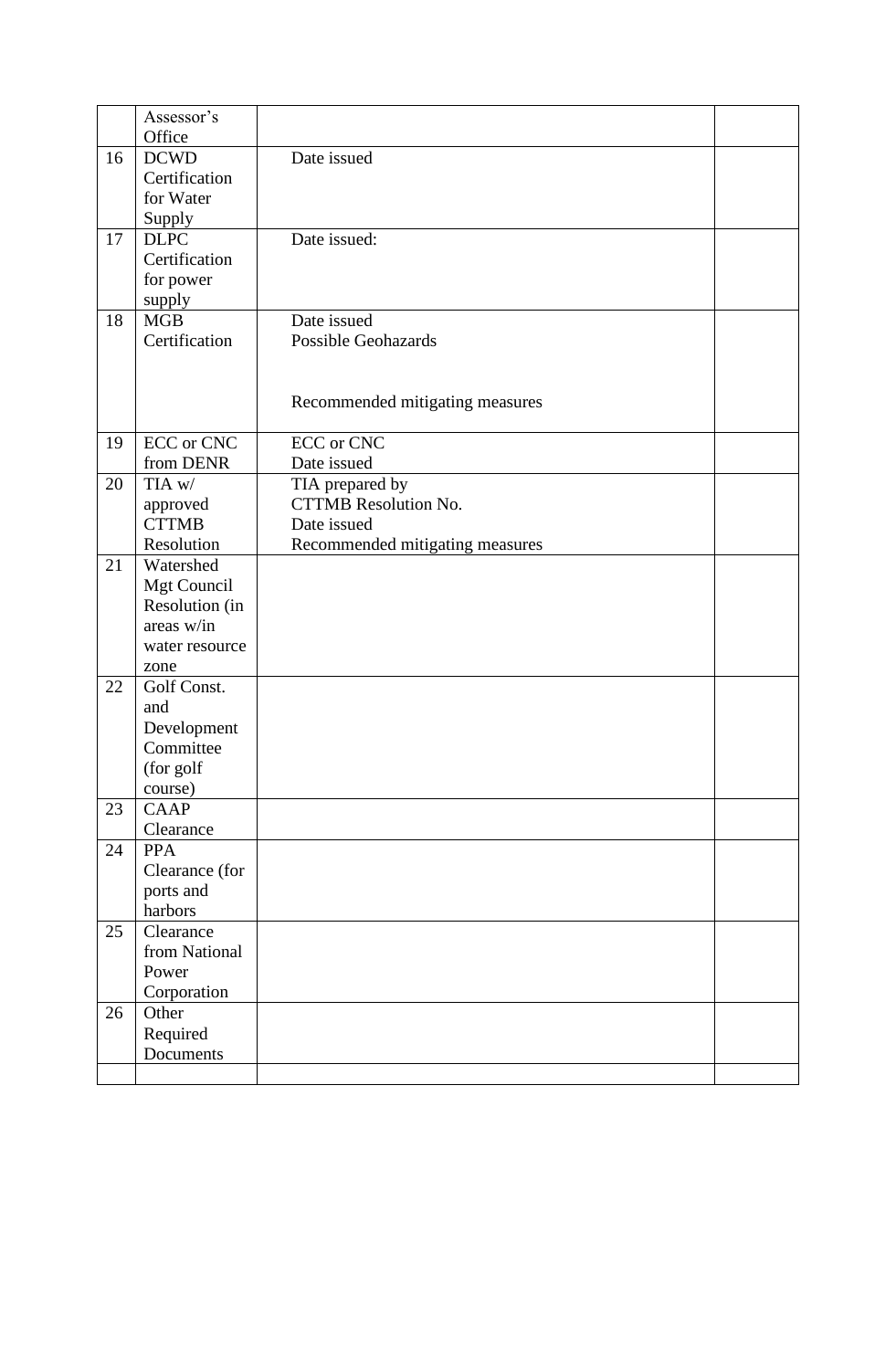| | | | |
|---|---|---|---|
| | Assessor's Office | | |
| 16 | DCWD Certification for Water Supply | Date issued | |
| 17 | DLPC Certification for power supply | Date issued: | |
| 18 | MGB Certification | Date issued<br>Possible Geohazards<br><br><br>Recommended mitigating measures | |
| 19 | ECC or CNC from DENR | ECC or CNC<br>Date issued | |
| 20 | TIA w/ approved CTTMB Resolution | TIA prepared by<br>CTTMB Resolution No.<br>Date issued<br>Recommended mitigating measures | |
| 21 | Watershed Mgt Council Resolution (in areas w/in water resource zone | | |
| 22 | Golf Const. and Development Committee (for golf course) | | |
| 23 | CAAP Clearance | | |
| 24 | PPA Clearance (for ports and harbors | | |
| 25 | Clearance from National Power Corporation | | |
| 26 | Other Required Documents | | |
| | | | |